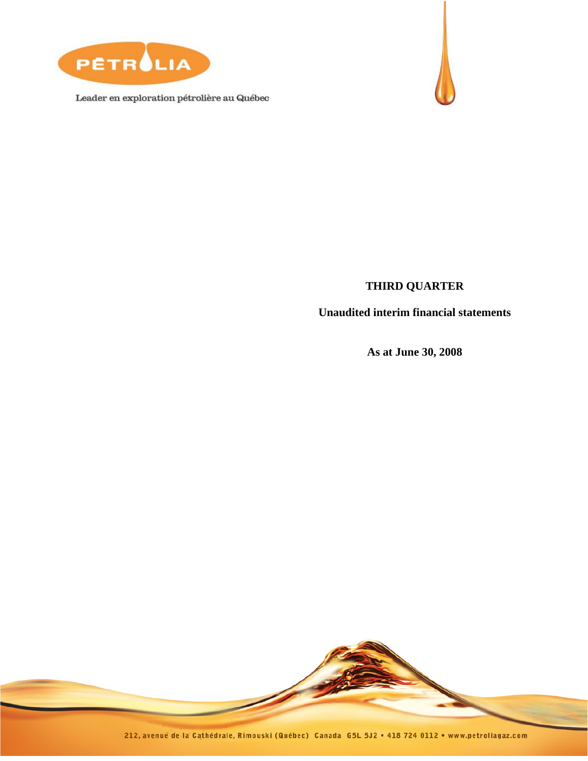PÉTROLIA

Leader en exploration pétrolière au Québec

**THIRD QUARTER**

**Unaudited interim financial statements**

**As at June 30, 2008**

212, avenue de la Cathédrale, Rimouski (Québec) Canada G5L 5J2 • 418 724 0112 • www.petroliagaz.com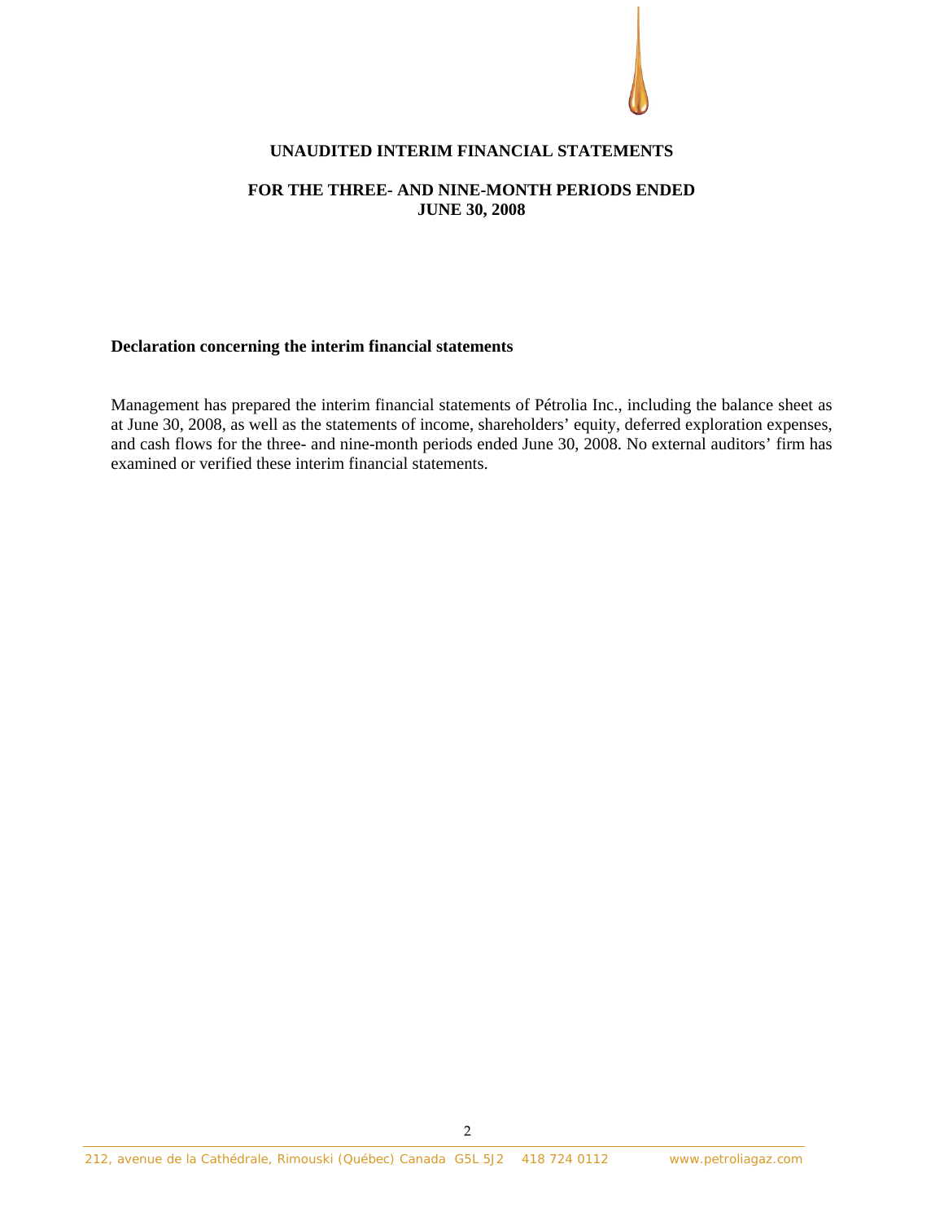# UNAUDITED INTERIM FINANCIAL STATEMENTS

## FOR THE THREE- AND NINE-MONTH PERIODS ENDED JUNE 30, 2008

### Declaration concerning the interim financial statements

Management has prepared the interim financial statements of Pétrolia Inc., including the balance sheet as at June 30, 2008, as well as the statements of income, shareholders' equity, deferred exploration expenses, and cash flows for the three- and nine-month periods ended June 30, 2008. No external auditors' firm has examined or verified these interim financial statements.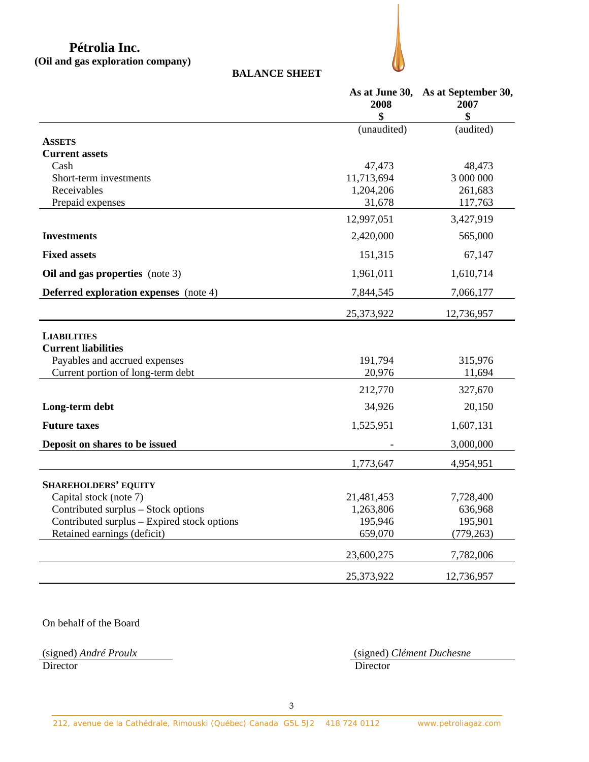# Pétrolia Inc.

**(Oil and gas exploration company)**

## BALANCE SHEET

| | As at June 30, 2008 $ | As at September 30, 2007 $ |
|---|---|---|
| | (unaudited) | (audited) |
| **ASSETS** | | |
| **Current assets** | | |
| Cash | 47,473 | 48,473 |
| Short-term investments | 11,713,694 | 3 000 000 |
| Receivables | 1,204,206 | 261,683 |
| Prepaid expenses | 31,678 | 117,763 |
| | 12,997,051 | 3,427,919 |
| **Investments** | 2,420,000 | 565,000 |
| **Fixed assets** | 151,315 | 67,147 |
| **Oil and gas properties** (note 3) | 1,961,011 | 1,610,714 |
| **Deferred exploration expenses** (note 4) | 7,844,545 | 7,066,177 |
| | 25,373,922 | 12,736,957 |
| **LIABILITIES** | | |
| **Current liabilities** | | |
| Payables and accrued expenses | 191,794 | 315,976 |
| Current portion of long-term debt | 20,976 | 11,694 |
| | 212,770 | 327,670 |
| **Long-term debt** | 34,926 | 20,150 |
| **Future taxes** | 1,525,951 | 1,607,131 |
| **Deposit on shares to be issued** | - | 3,000,000 |
| | 1,773,647 | 4,954,951 |
| **SHAREHOLDERS' EQUITY** | | |
| Capital stock (note 7) | 21,481,453 | 7,728,400 |
| Contributed surplus – Stock options | 1,263,806 | 636,968 |
| Contributed surplus – Expired stock options | 195,946 | 195,901 |
| Retained earnings (deficit) | 659,070 | (779,263) |
| | 23,600,275 | 7,782,006 |
| | 25,373,922 | 12,736,957 |

On behalf of the Board

(signed) *André Proulx*
Director

(signed) *Clément Duchesne*
Director

212, avenue de la Cathédrale, Rimouski (Québec) Canada G5L 5J2 418 724 0112 www.petroliagaz.com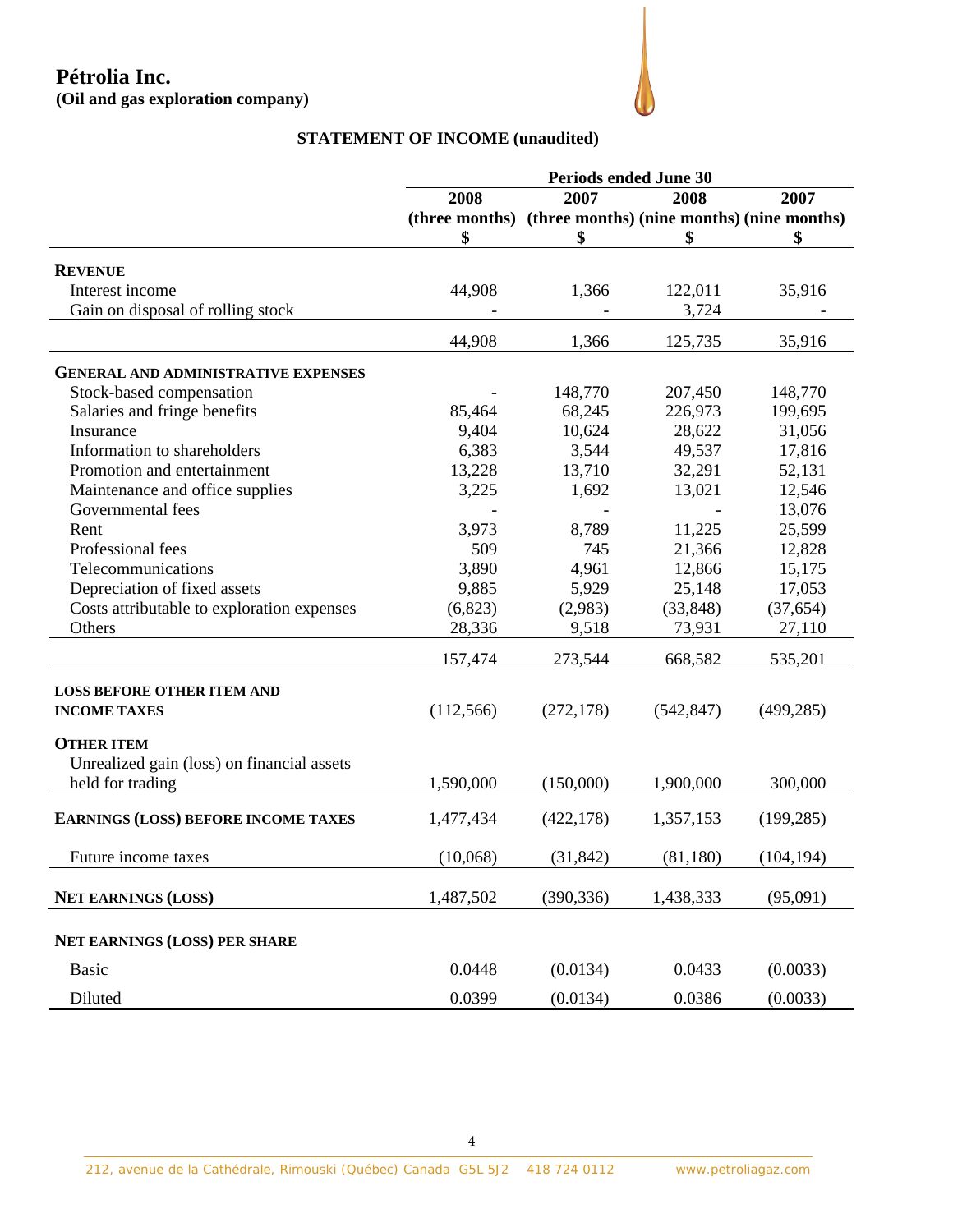# Pétrolia Inc.
**(Oil and gas exploration company)**

## STATEMENT OF INCOME (unaudited)

| | Periods ended June 30 | | | |
|---|---|---|---|---|
| | 2008 (three months) | 2007 (three months) | 2008 (nine months) | 2007 (nine months) |
| | $ | $ | $ | $ |
| **REVENUE** | | | | |
| Interest income | 44,908 | 1,366 | 122,011 | 35,916 |
| Gain on disposal of rolling stock | - | - | 3,724 | - |
| | 44,908 | 1,366 | 125,735 | 35,916 |
| **GENERAL AND ADMINISTRATIVE EXPENSES** | | | | |
| Stock-based compensation | - | 148,770 | 207,450 | 148,770 |
| Salaries and fringe benefits | 85,464 | 68,245 | 226,973 | 199,695 |
| Insurance | 9,404 | 10,624 | 28,622 | 31,056 |
| Information to shareholders | 6,383 | 3,544 | 49,537 | 17,816 |
| Promotion and entertainment | 13,228 | 13,710 | 32,291 | 52,131 |
| Maintenance and office supplies | 3,225 | 1,692 | 13,021 | 12,546 |
| Governmental fees | - | - | - | 13,076 |
| Rent | 3,973 | 8,789 | 11,225 | 25,599 |
| Professional fees | 509 | 745 | 21,366 | 12,828 |
| Telecommunications | 3,890 | 4,961 | 12,866 | 15,175 |
| Depreciation of fixed assets | 9,885 | 5,929 | 25,148 | 17,053 |
| Costs attributable to exploration expenses | (6,823) | (2,983) | (33,848) | (37,654) |
| Others | 28,336 | 9,518 | 73,931 | 27,110 |
| | 157,474 | 273,544 | 668,582 | 535,201 |
| **LOSS BEFORE OTHER ITEM AND INCOME TAXES** | (112,566) | (272,178) | (542,847) | (499,285) |
| **OTHER ITEM** | | | | |
| Unrealized gain (loss) on financial assets held for trading | 1,590,000 | (150,000) | 1,900,000 | 300,000 |
| **EARNINGS (LOSS) BEFORE INCOME TAXES** | 1,477,434 | (422,178) | 1,357,153 | (199,285) |
| Future income taxes | (10,068) | (31,842) | (81,180) | (104,194) |
| **NET EARNINGS (LOSS)** | 1,487,502 | (390,336) | 1,438,333 | (95,091) |
| **NET EARNINGS (LOSS) PER SHARE** | | | | |
| Basic | 0.0448 | (0.0134) | 0.0433 | (0.0033) |
| Diluted | 0.0399 | (0.0134) | 0.0386 | (0.0033) |

212, avenue de la Cathédrale, Rimouski (Québec) Canada G5L 5J2 418 724 0112 www.petroliagaz.com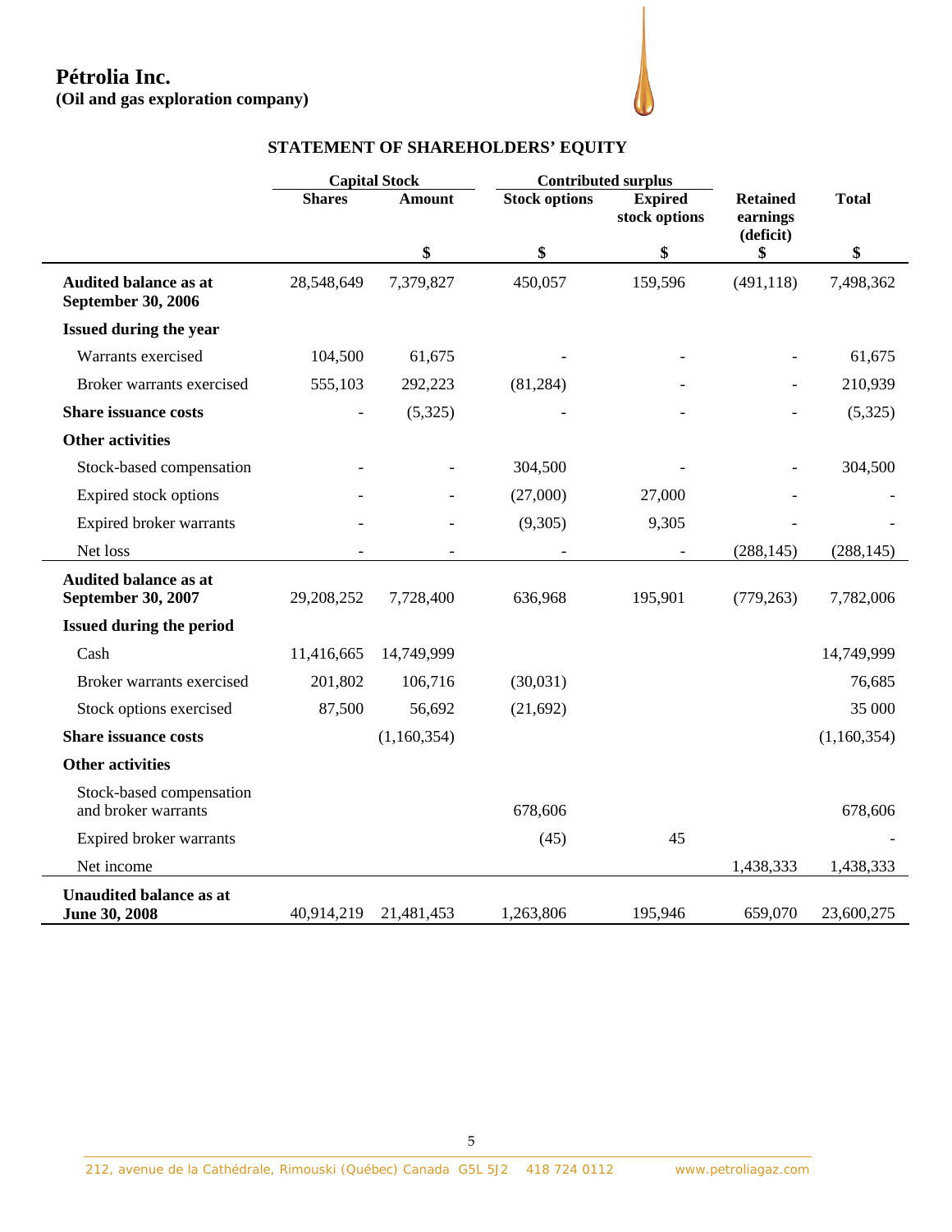**Pétrolia Inc.**
**(Oil and gas exploration company)**

## STATEMENT OF SHAREHOLDERS' EQUITY

| | Capital Stock | | Contributed surplus | | | |
|---|---|---|---|---|---|---|
| | Shares | Amount | Stock options | Expired stock options | Retained earnings (deficit) | Total |
| | | $ | $ | $ | $ | $ |
| **Audited balance as at September 30, 2006** | 28,548,649 | 7,379,827 | 450,057 | 159,596 | (491,118) | 7,498,362 |
| **Issued during the year** | | | | | | |
| Warrants exercised | 104,500 | 61,675 | - | - | - | 61,675 |
| Broker warrants exercised | 555,103 | 292,223 | (81,284) | - | - | 210,939 |
| **Share issuance costs** | - | (5,325) | - | - | - | (5,325) |
| **Other activities** | | | | | | |
| Stock-based compensation | - | - | 304,500 | - | - | 304,500 |
| Expired stock options | - | - | (27,000) | 27,000 | - | - |
| Expired broker warrants | - | - | (9,305) | 9,305 | - | - |
| Net loss | - | - | - | - | (288,145) | (288,145) |
| **Audited balance as at September 30, 2007** | 29,208,252 | 7,728,400 | 636,968 | 195,901 | (779,263) | 7,782,006 |
| **Issued during the period** | | | | | | |
| Cash | 11,416,665 | 14,749,999 | | | | 14,749,999 |
| Broker warrants exercised | 201,802 | 106,716 | (30,031) | | | 76,685 |
| Stock options exercised | 87,500 | 56,692 | (21,692) | | | 35 000 |
| **Share issuance costs** | | (1,160,354) | | | | (1,160,354) |
| **Other activities** | | | | | | |
| Stock-based compensation and broker warrants | | | 678,606 | | | 678,606 |
| Expired broker warrants | | | (45) | 45 | | - |
| Net income | | | | | 1,438,333 | 1,438,333 |
| **Unaudited balance as at June 30, 2008** | 40,914,219 | 21,481,453 | 1,263,806 | 195,946 | 659,070 | 23,600,275 |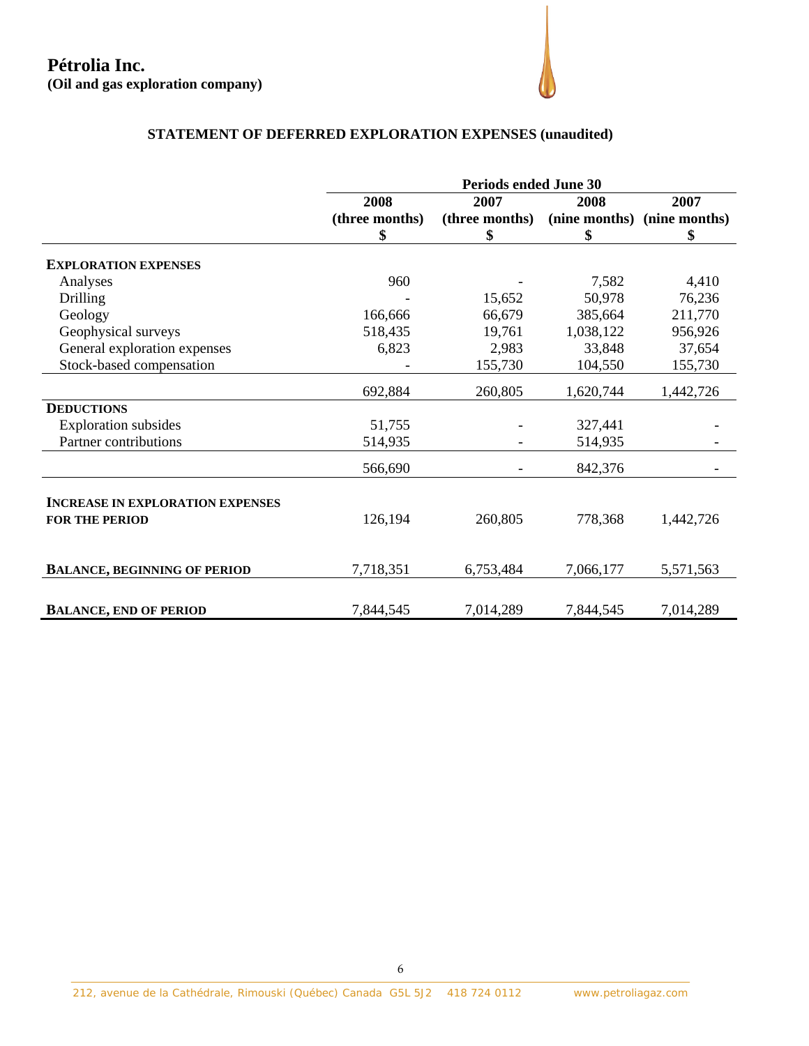**Pétrolia Inc.**
**(Oil and gas exploration company)**

## STATEMENT OF DEFERRED EXPLORATION EXPENSES (unaudited)

| | Periods ended June 30 | | | |
|---|---|---|---|---|
| | 2008 (three months) $ | 2007 (three months) $ | 2008 (nine months) $ | 2007 (nine months) $ |
| **EXPLORATION EXPENSES** | | | | |
| Analyses | 960 | - | 7,582 | 4,410 |
| Drilling | - | 15,652 | 50,978 | 76,236 |
| Geology | 166,666 | 66,679 | 385,664 | 211,770 |
| Geophysical surveys | 518,435 | 19,761 | 1,038,122 | 956,926 |
| General exploration expenses | 6,823 | 2,983 | 33,848 | 37,654 |
| Stock-based compensation | - | 155,730 | 104,550 | 155,730 |
| | 692,884 | 260,805 | 1,620,744 | 1,442,726 |
| **DEDUCTIONS** | | | | |
| Exploration subsides | 51,755 | - | 327,441 | - |
| Partner contributions | 514,935 | - | 514,935 | - |
| | 566,690 | - | 842,376 | - |
| **INCREASE IN EXPLORATION EXPENSES FOR THE PERIOD** | 126,194 | 260,805 | 778,368 | 1,442,726 |
| **BALANCE, BEGINNING OF PERIOD** | 7,718,351 | 6,753,484 | 7,066,177 | 5,571,563 |
| **BALANCE, END OF PERIOD** | 7,844,545 | 7,014,289 | 7,844,545 | 7,014,289 |

212, avenue de la Cathédrale, Rimouski (Québec) Canada G5L 5J2 418 724 0112 www.petroliagaz.com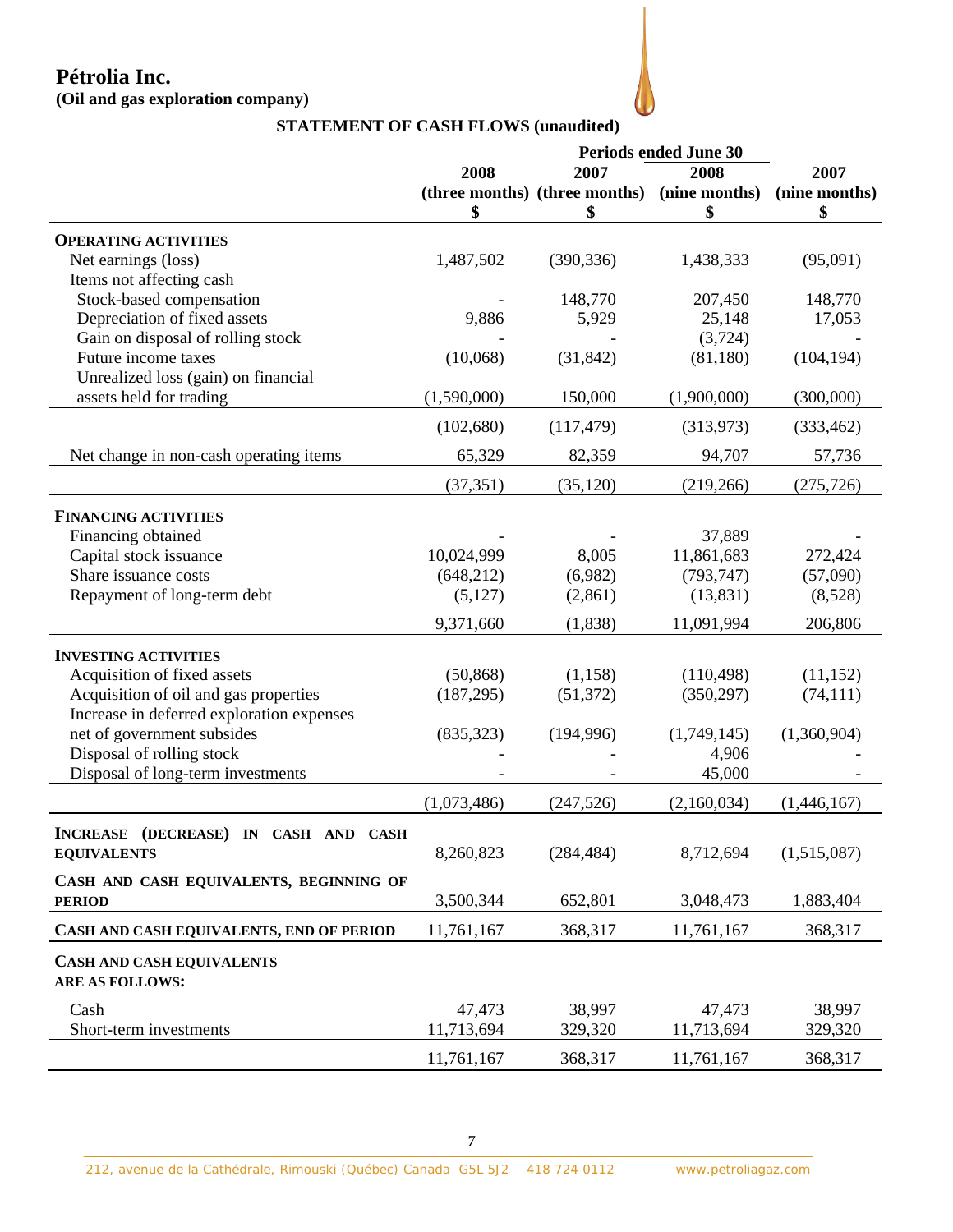# Pétrolia Inc.

**(Oil and gas exploration company)**

## STATEMENT OF CASH FLOWS (unaudited)

| | Periods ended June 30 | | | |
|---|---|---|---|---|
| | 2008 (three months) $ | 2007 (three months) $ | 2008 (nine months) $ | 2007 (nine months) $ |
| **OPERATING ACTIVITIES** | | | | |
| Net earnings (loss) | 1,487,502 | (390,336) | 1,438,333 | (95,091) |
| Items not affecting cash | | | | |
| Stock-based compensation | - | 148,770 | 207,450 | 148,770 |
| Depreciation of fixed assets | 9,886 | 5,929 | 25,148 | 17,053 |
| Gain on disposal of rolling stock | - | - | (3,724) | - |
| Future income taxes | (10,068) | (31,842) | (81,180) | (104,194) |
| Unrealized loss (gain) on financial assets held for trading | (1,590,000) | 150,000 | (1,900,000) | (300,000) |
| | (102,680) | (117,479) | (313,973) | (333,462) |
| Net change in non-cash operating items | 65,329 | 82,359 | 94,707 | 57,736 |
| | (37,351) | (35,120) | (219,266) | (275,726) |
| **FINANCING ACTIVITIES** | | | | |
| Financing obtained | - | - | 37,889 | - |
| Capital stock issuance | 10,024,999 | 8,005 | 11,861,683 | 272,424 |
| Share issuance costs | (648,212) | (6,982) | (793,747) | (57,090) |
| Repayment of long-term debt | (5,127) | (2,861) | (13,831) | (8,528) |
| | 9,371,660 | (1,838) | 11,091,994 | 206,806 |
| **INVESTING ACTIVITIES** | | | | |
| Acquisition of fixed assets | (50,868) | (1,158) | (110,498) | (11,152) |
| Acquisition of oil and gas properties | (187,295) | (51,372) | (350,297) | (74,111) |
| Increase in deferred exploration expenses net of government subsides | (835,323) | (194,996) | (1,749,145) | (1,360,904) |
| Disposal of rolling stock | - | - | 4,906 | - |
| Disposal of long-term investments | - | - | 45,000 | - |
| | (1,073,486) | (247,526) | (2,160,034) | (1,446,167) |
| **INCREASE (DECREASE) IN CASH AND CASH EQUIVALENTS** | 8,260,823 | (284,484) | 8,712,694 | (1,515,087) |
| **CASH AND CASH EQUIVALENTS, BEGINNING OF PERIOD** | 3,500,344 | 652,801 | 3,048,473 | 1,883,404 |
| **CASH AND CASH EQUIVALENTS, END OF PERIOD** | 11,761,167 | 368,317 | 11,761,167 | 368,317 |
| **CASH AND CASH EQUIVALENTS ARE AS FOLLOWS:** | | | | |
| Cash | 47,473 | 38,997 | 47,473 | 38,997 |
| Short-term investments | 11,713,694 | 329,320 | 11,713,694 | 329,320 |
| | 11,761,167 | 368,317 | 11,761,167 | 368,317 |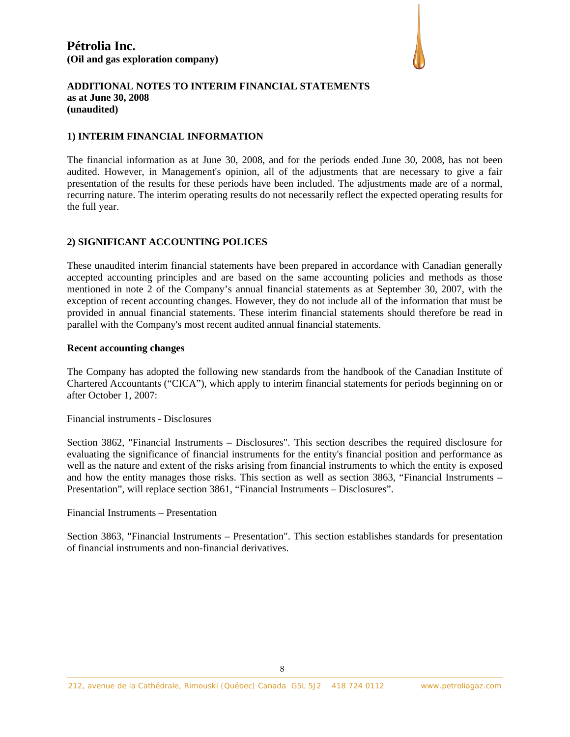# Pétrolia Inc.
**(Oil and gas exploration company)**

**ADDITIONAL NOTES TO INTERIM FINANCIAL STATEMENTS**
**as at June 30, 2008**
**(unaudited)**

## 1) INTERIM FINANCIAL INFORMATION

The financial information as at June 30, 2008, and for the periods ended June 30, 2008, has not been audited. However, in Management's opinion, all of the adjustments that are necessary to give a fair presentation of the results for these periods have been included. The adjustments made are of a normal, recurring nature. The interim operating results do not necessarily reflect the expected operating results for the full year.

## 2) SIGNIFICANT ACCOUNTING POLICES

These unaudited interim financial statements have been prepared in accordance with Canadian generally accepted accounting principles and are based on the same accounting policies and methods as those mentioned in note 2 of the Company's annual financial statements as at September 30, 2007, with the exception of recent accounting changes. However, they do not include all of the information that must be provided in annual financial statements. These interim financial statements should therefore be read in parallel with the Company's most recent audited annual financial statements.

### Recent accounting changes

The Company has adopted the following new standards from the handbook of the Canadian Institute of Chartered Accountants ("CICA"), which apply to interim financial statements for periods beginning on or after October 1, 2007:

Financial instruments - Disclosures

Section 3862, "Financial Instruments – Disclosures". This section describes the required disclosure for evaluating the significance of financial instruments for the entity's financial position and performance as well as the nature and extent of the risks arising from financial instruments to which the entity is exposed and how the entity manages those risks. This section as well as section 3863, "Financial Instruments – Presentation", will replace section 3861, "Financial Instruments – Disclosures".

Financial Instruments – Presentation

Section 3863, "Financial Instruments – Presentation". This section establishes standards for presentation of financial instruments and non-financial derivatives.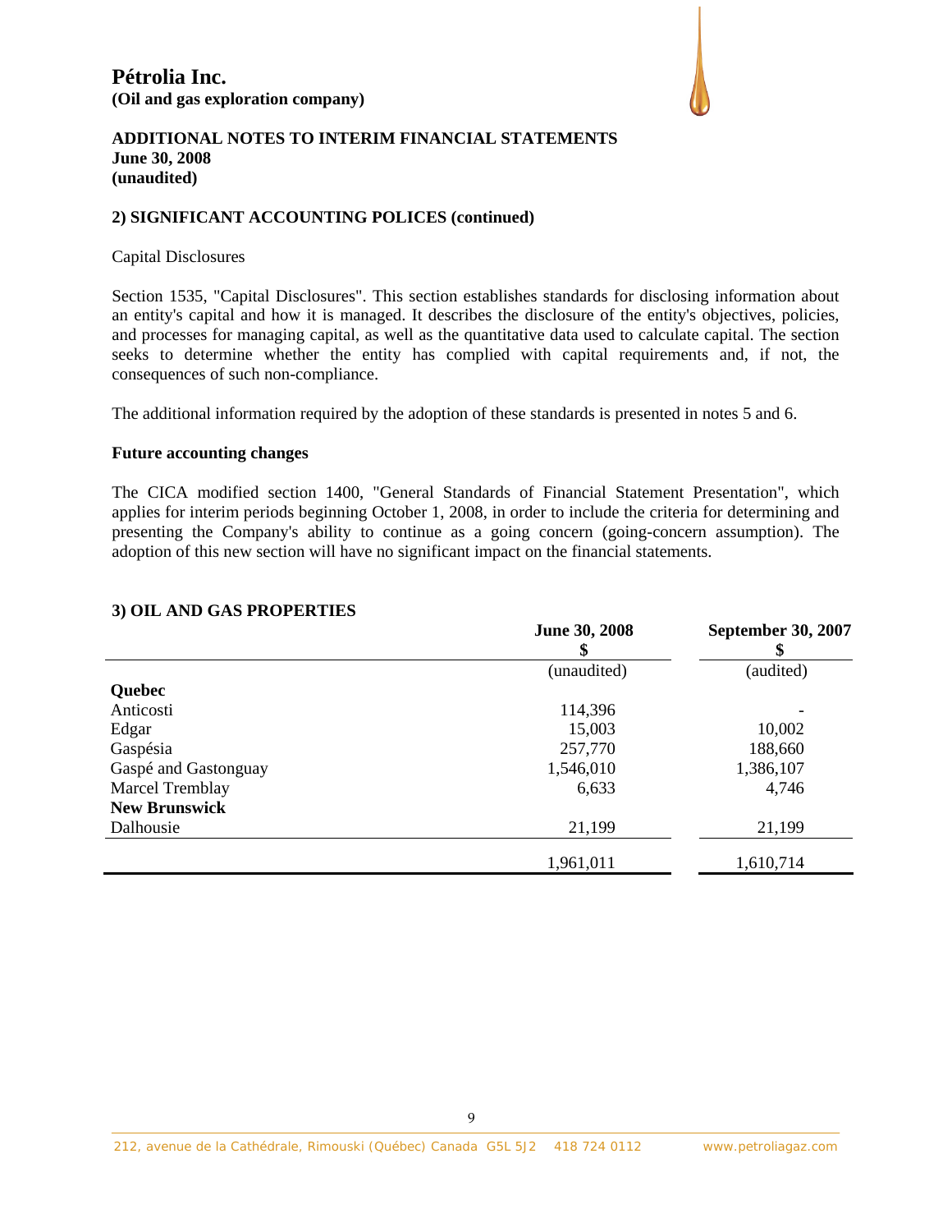# Pétrolia Inc.
**(Oil and gas exploration company)**

**ADDITIONAL NOTES TO INTERIM FINANCIAL STATEMENTS**
**June 30, 2008**
**(unaudited)**

## 2) SIGNIFICANT ACCOUNTING POLICES (continued)

Capital Disclosures

Section 1535, "Capital Disclosures". This section establishes standards for disclosing information about an entity's capital and how it is managed. It describes the disclosure of the entity's objectives, policies, and processes for managing capital, as well as the quantitative data used to calculate capital. The section seeks to determine whether the entity has complied with capital requirements and, if not, the consequences of such non-compliance.

The additional information required by the adoption of these standards is presented in notes 5 and 6.

**Future accounting changes**

The CICA modified section 1400, "General Standards of Financial Statement Presentation", which applies for interim periods beginning October 1, 2008, in order to include the criteria for determining and presenting the Company's ability to continue as a going concern (going-concern assumption). The adoption of this new section will have no significant impact on the financial statements.

## 3) OIL AND GAS PROPERTIES

| | June 30, 2008 $ | September 30, 2007 $ |
|---|---|---|
| | (unaudited) | (audited) |
| **Quebec** | | |
| Anticosti | 114,396 | - |
| Edgar | 15,003 | 10,002 |
| Gaspésia | 257,770 | 188,660 |
| Gaspé and Gastonguay | 1,546,010 | 1,386,107 |
| Marcel Tremblay | 6,633 | 4,746 |
| **New Brunswick** | | |
| Dalhousie | 21,199 | 21,199 |
| | 1,961,011 | 1,610,714 |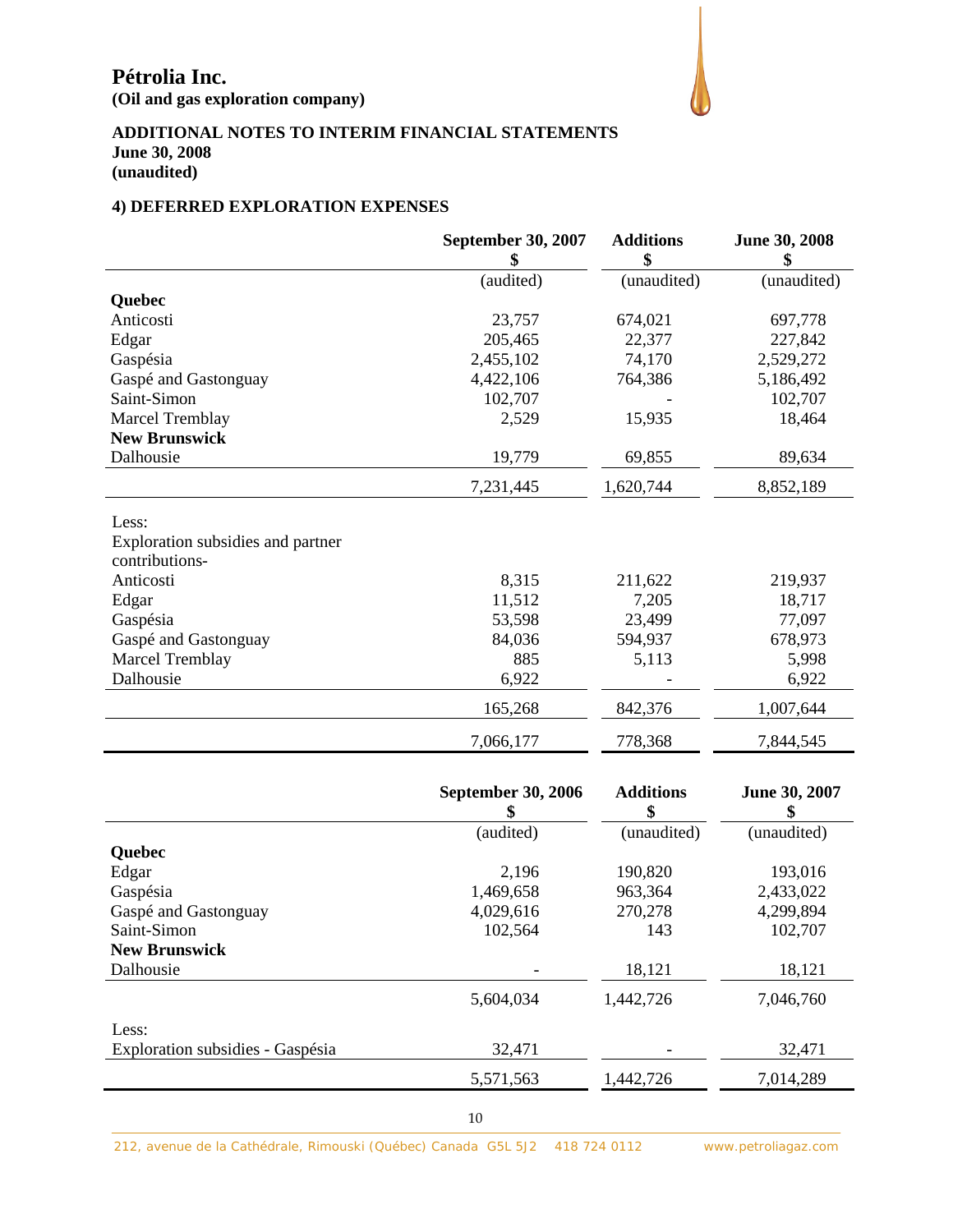**Pétrolia Inc.**
**(Oil and gas exploration company)**

**ADDITIONAL NOTES TO INTERIM FINANCIAL STATEMENTS**
**June 30, 2008**
**(unaudited)**

## 4) DEFERRED EXPLORATION EXPENSES

| | September 30, 2007 $ | Additions $ | June 30, 2008 $ |
|---|---|---|---|
| | (audited) | (unaudited) | (unaudited) |
| **Quebec** | | | |
| Anticosti | 23,757 | 674,021 | 697,778 |
| Edgar | 205,465 | 22,377 | 227,842 |
| Gaspésia | 2,455,102 | 74,170 | 2,529,272 |
| Gaspé and Gastonguay | 4,422,106 | 764,386 | 5,186,492 |
| Saint-Simon | 102,707 | - | 102,707 |
| Marcel Tremblay | 2,529 | 15,935 | 18,464 |
| **New Brunswick** | | | |
| Dalhousie | 19,779 | 69,855 | 89,634 |
| | 7,231,445 | 1,620,744 | 8,852,189 |
| Less: | | | |
| Exploration subsidies and partner contributions- | | | |
| Anticosti | 8,315 | 211,622 | 219,937 |
| Edgar | 11,512 | 7,205 | 18,717 |
| Gaspésia | 53,598 | 23,499 | 77,097 |
| Gaspé and Gastonguay | 84,036 | 594,937 | 678,973 |
| Marcel Tremblay | 885 | 5,113 | 5,998 |
| Dalhousie | 6,922 | - | 6,922 |
| | 165,268 | 842,376 | 1,007,644 |
| | 7,066,177 | 778,368 | 7,844,545 |

| | September 30, 2006 $ | Additions $ | June 30, 2007 $ |
|---|---|---|---|
| | (audited) | (unaudited) | (unaudited) |
| **Quebec** | | | |
| Edgar | 2,196 | 190,820 | 193,016 |
| Gaspésia | 1,469,658 | 963,364 | 2,433,022 |
| Gaspé and Gastonguay | 4,029,616 | 270,278 | 4,299,894 |
| Saint-Simon | 102,564 | 143 | 102,707 |
| **New Brunswick** | | | |
| Dalhousie | - | 18,121 | 18,121 |
| | 5,604,034 | 1,442,726 | 7,046,760 |
| Less: | | | |
| Exploration subsidies - Gaspésia | 32,471 | - | 32,471 |
| | 5,571,563 | 1,442,726 | 7,014,289 |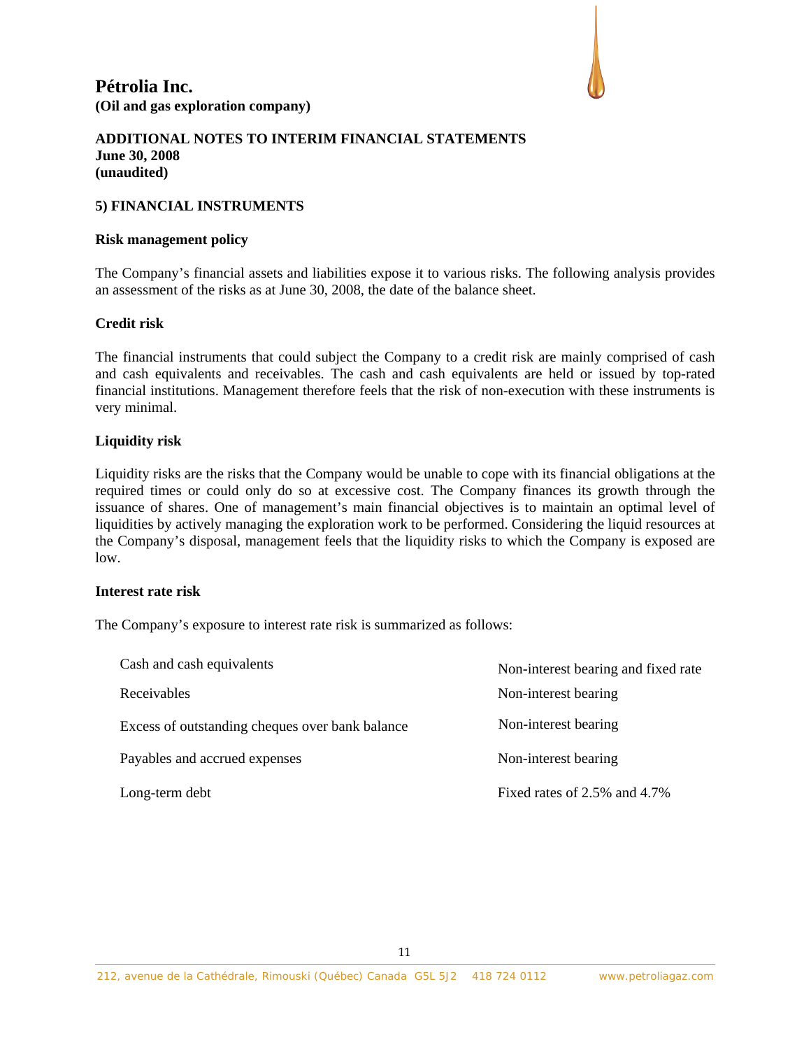# Pétrolia Inc.

**(Oil and gas exploration company)**

**ADDITIONAL NOTES TO INTERIM FINANCIAL STATEMENTS**
**June 30, 2008**
**(unaudited)**

## 5) FINANCIAL INSTRUMENTS

### Risk management policy

The Company's financial assets and liabilities expose it to various risks. The following analysis provides an assessment of the risks as at June 30, 2008, the date of the balance sheet.

### Credit risk

The financial instruments that could subject the Company to a credit risk are mainly comprised of cash and cash equivalents and receivables. The cash and cash equivalents are held or issued by top-rated financial institutions. Management therefore feels that the risk of non-execution with these instruments is very minimal.

### Liquidity risk

Liquidity risks are the risks that the Company would be unable to cope with its financial obligations at the required times or could only do so at excessive cost. The Company finances its growth through the issuance of shares. One of management's main financial objectives is to maintain an optimal level of liquidities by actively managing the exploration work to be performed. Considering the liquid resources at the Company's disposal, management feels that the liquidity risks to which the Company is exposed are low.

### Interest rate risk

The Company's exposure to interest rate risk is summarized as follows:

| | |
|---|---|
| Cash and cash equivalents | Non-interest bearing and fixed rate |
| Receivables | Non-interest bearing |
| Excess of outstanding cheques over bank balance | Non-interest bearing |
| Payables and accrued expenses | Non-interest bearing |
| Long-term debt | Fixed rates of 2.5% and 4.7% |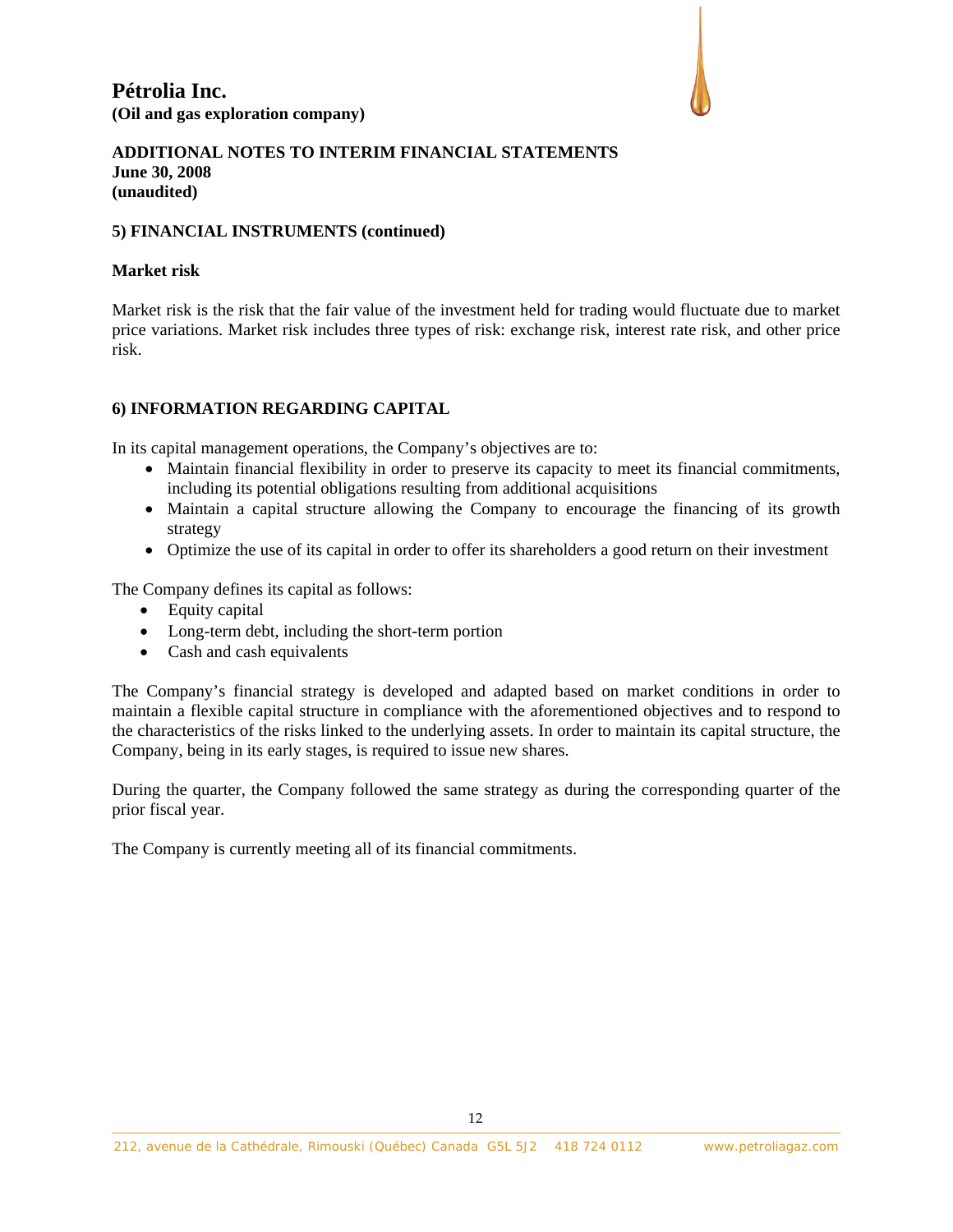# Pétrolia Inc.

**(Oil and gas exploration company)**

**ADDITIONAL NOTES TO INTERIM FINANCIAL STATEMENTS**
**June 30, 2008**
**(unaudited)**

## 5) FINANCIAL INSTRUMENTS (continued)

### Market risk

Market risk is the risk that the fair value of the investment held for trading would fluctuate due to market price variations. Market risk includes three types of risk: exchange risk, interest rate risk, and other price risk.

## 6) INFORMATION REGARDING CAPITAL

In its capital management operations, the Company's objectives are to:

- Maintain financial flexibility in order to preserve its capacity to meet its financial commitments, including its potential obligations resulting from additional acquisitions
- Maintain a capital structure allowing the Company to encourage the financing of its growth strategy
- Optimize the use of its capital in order to offer its shareholders a good return on their investment

The Company defines its capital as follows:

- Equity capital
- Long-term debt, including the short-term portion
- Cash and cash equivalents

The Company's financial strategy is developed and adapted based on market conditions in order to maintain a flexible capital structure in compliance with the aforementioned objectives and to respond to the characteristics of the risks linked to the underlying assets. In order to maintain its capital structure, the Company, being in its early stages, is required to issue new shares.

During the quarter, the Company followed the same strategy as during the corresponding quarter of the prior fiscal year.

The Company is currently meeting all of its financial commitments.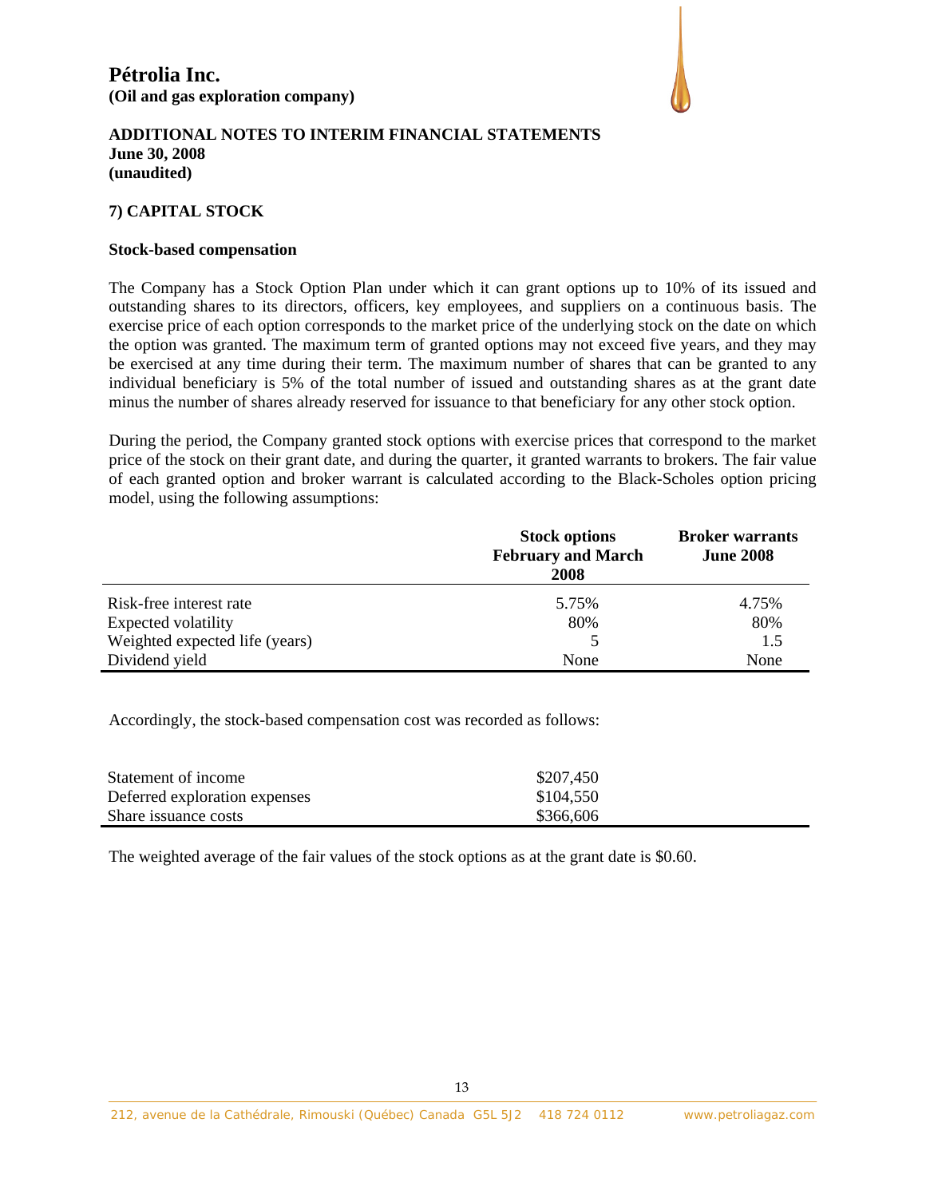# Pétrolia Inc.

**(Oil and gas exploration company)**

**ADDITIONAL NOTES TO INTERIM FINANCIAL STATEMENTS**
**June 30, 2008**
**(unaudited)**

## 7) CAPITAL STOCK

### Stock-based compensation

The Company has a Stock Option Plan under which it can grant options up to 10% of its issued and outstanding shares to its directors, officers, key employees, and suppliers on a continuous basis. The exercise price of each option corresponds to the market price of the underlying stock on the date on which the option was granted. The maximum term of granted options may not exceed five years, and they may be exercised at any time during their term. The maximum number of shares that can be granted to any individual beneficiary is 5% of the total number of issued and outstanding shares as at the grant date minus the number of shares already reserved for issuance to that beneficiary for any other stock option.

During the period, the Company granted stock options with exercise prices that correspond to the market price of the stock on their grant date, and during the quarter, it granted warrants to brokers. The fair value of each granted option and broker warrant is calculated according to the Black-Scholes option pricing model, using the following assumptions:

| | Stock options February and March 2008 | Broker warrants June 2008 |
|---|---|---|
| Risk-free interest rate | 5.75% | 4.75% |
| Expected volatility | 80% | 80% |
| Weighted expected life (years) | 5 | 1.5 |
| Dividend yield | None | None |

Accordingly, the stock-based compensation cost was recorded as follows:

| | |
|---|---|
| Statement of income | \$207,450 |
| Deferred exploration expenses | \$104,550 |
| Share issuance costs | \$366,606 |

The weighted average of the fair values of the stock options as at the grant date is \$0.60.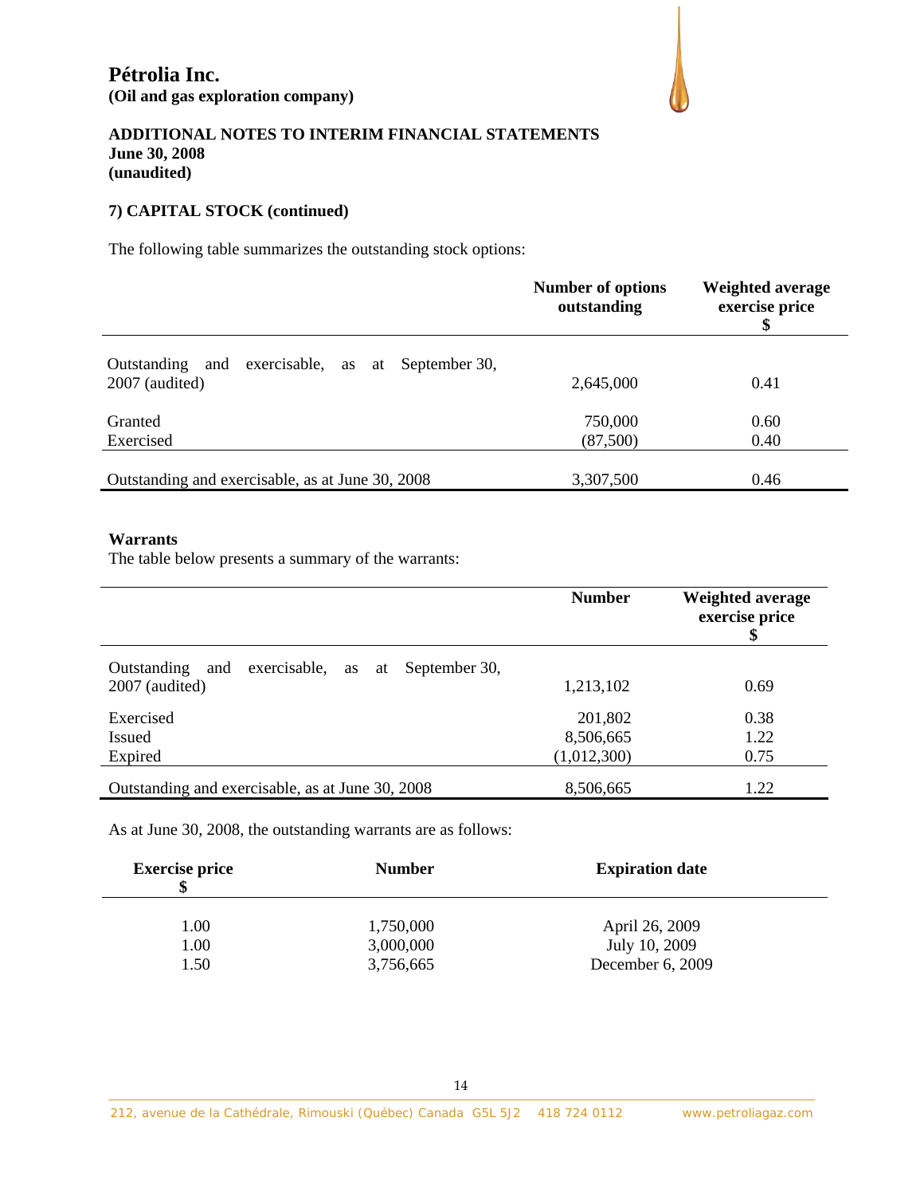**Pétrolia Inc.**
**(Oil and gas exploration company)**

**ADDITIONAL NOTES TO INTERIM FINANCIAL STATEMENTS**
**June 30, 2008**
**(unaudited)**

## 7) CAPITAL STOCK (continued)

The following table summarizes the outstanding stock options:

| | Number of options outstanding | Weighted average exercise price $ |
|---|---|---|
| Outstanding and exercisable, as at September 30, 2007 (audited) | 2,645,000 | 0.41 |
| Granted | 750,000 | 0.60 |
| Exercised | (87,500) | 0.40 |
| Outstanding and exercisable, as at June 30, 2008 | 3,307,500 | 0.46 |

**Warrants**
The table below presents a summary of the warrants:

| | Number | Weighted average exercise price $ |
|---|---|---|
| Outstanding and exercisable, as at September 30, 2007 (audited) | 1,213,102 | 0.69 |
| Exercised | 201,802 | 0.38 |
| Issued | 8,506,665 | 1.22 |
| Expired | (1,012,300) | 0.75 |
| Outstanding and exercisable, as at June 30, 2008 | 8,506,665 | 1.22 |

As at June 30, 2008, the outstanding warrants are as follows:

| Exercise price $ | Number | Expiration date |
|---|---|---|
| 1.00 | 1,750,000 | April 26, 2009 |
| 1.00 | 3,000,000 | July 10, 2009 |
| 1.50 | 3,756,665 | December 6, 2009 |